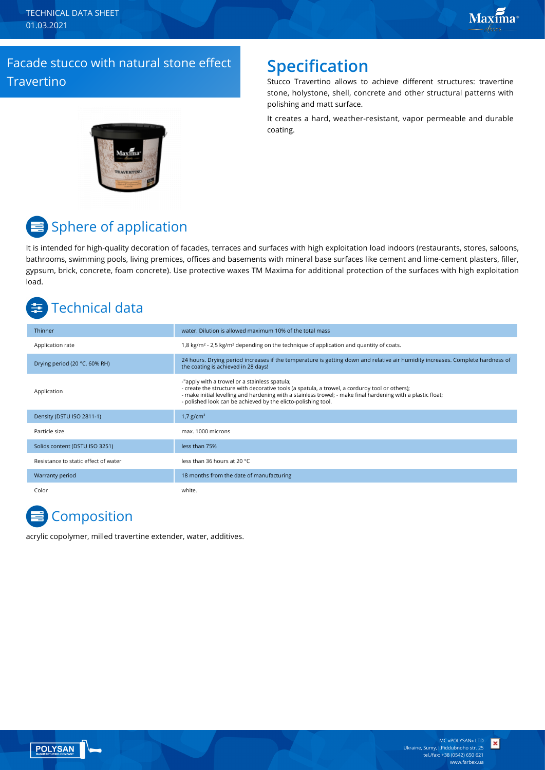TECHNICAL DATA SHEET
01.03.2021

# Facade stucco with natural stone effect Travertino

## Specification

Stucco Travertino allows to achieve different structures: travertine stone, holystone, shell, concrete and other structural patterns with polishing and matt surface.

It creates a hard, weather-resistant, vapor permeable and durable coating.

## Sphere of application

It is intended for high-quality decoration of facades, terraces and surfaces with high exploitation load indoors (restaurants, stores, saloons, bathrooms, swimming pools, living premices, offices and basements with mineral base surfaces like cement and lime-cement plasters, filler, gypsum, brick, concrete, foam concrete). Use protective waxes TM Maxima for additional protection of the surfaces with high exploitation load.

## Technical data

| | |
|---|---|
| Thinner | water. Dilution is allowed maximum 10% of the total mass |
| Application rate | 1,8 kg/m² - 2,5 kg/m² depending on the technique of application and quantity of coats. |
| Drying period (20 °C, 60% RH) | 24 hours. Drying period increases if the temperature is getting down and relative air humidity increases. Complete hardness of the coating is achieved in 28 days! |
| Application | -"apply with a trowel or a stainless spatula; - create the structure with decorative tools (a spatula, a trowel, a corduroy tool or others); - make initial levelling and hardening with a stainless trowel; - make final hardening with a plastic float; - polished look can be achieved by the elicto-polishing tool. |
| Density (DSTU ISO 2811-1) | 1,7 g/cm³ |
| Particle size | max. 1000 microns |
| Solids content (DSTU ISO 3251) | less than 75% |
| Resistance to static effect of water | less than 36 hours at 20 °C |
| Warranty period | 18 months from the date of manufacturing |
| Color | white. |

## Composition

acrylic copolymer, milled travertine extender, water, additives.

MC «POLYSAN» LTD
Ukraine, Sumy, I.Piddubnoho str. 25
tel./fax: +38 (0542) 650 621
www.farbex.ua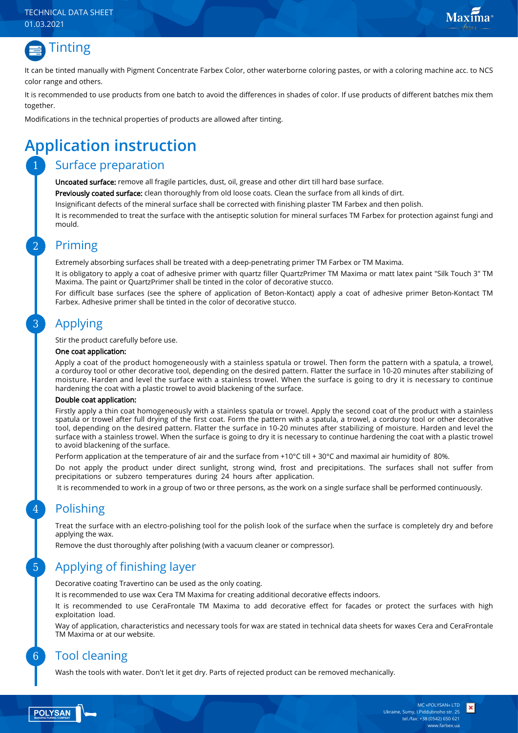## Tinting

It can be tinted manually with Pigment Concentrate Farbex Color, other waterborne coloring pastes, or with a coloring machine acc. to NCS color range and others.

It is recommended to use products from one batch to avoid the differences in shades of color. If use products of different batches mix them together.

Modifications in the technical properties of products are allowed after tinting.

# Application instruction

## 1 Surface preparation

**Uncoated surface:** remove all fragile particles, dust, oil, grease and other dirt till hard base surface.

**Previously coated surface:** clean thoroughly from old loose coats. Clean the surface from all kinds of dirt.

Insignificant defects of the mineral surface shall be corrected with finishing plaster TM Farbex and then polish.

It is recommended to treat the surface with the antiseptic solution for mineral surfaces TM Farbex for protection against fungi and mould.

## 2 Priming

Extremely absorbing surfaces shall be treated with a deep-penetrating primer TM Farbex or TM Maxima.

It is obligatory to apply a coat of adhesive primer with quartz filler QuartzPrimer TM Maxima or matt latex paint "Silk Touch 3" TM Maxima. The paint or QuartzPrimer shall be tinted in the color of decorative stucco.

For difficult base surfaces (see the sphere of application of Beton-Kontact) apply a coat of adhesive primer Beton-Kontact TM Farbex. Adhesive primer shall be tinted in the color of decorative stucco.

## 3 Applying

Stir the product carefully before use.

**One coat application:**

Apply a coat of the product homogeneously with a stainless spatula or trowel. Then form the pattern with a spatula, a trowel, a corduroy tool or other decorative tool, depending on the desired pattern. Flatter the surface in 10-20 minutes after stabilizing of moisture. Harden and level the surface with a stainless trowel. When the surface is going to dry it is necessary to continue hardening the coat with a plastic trowel to avoid blackening of the surface.

**Double coat application:**

Firstly apply a thin coat homogeneously with a stainless spatula or trowel. Apply the second coat of the product with a stainless spatula or trowel after full drying of the first coat. Form the pattern with a spatula, a trowel, a corduroy tool or other decorative tool, depending on the desired pattern. Flatter the surface in 10-20 minutes after stabilizing of moisture. Harden and level the surface with a stainless trowel. When the surface is going to dry it is necessary to continue hardening the coat with a plastic trowel to avoid blackening of the surface.

Perform application at the temperature of air and the surface from +10°C till + 30°C and maximal air humidity of 80%.

Do not apply the product under direct sunlight, strong wind, frost and precipitations. The surfaces shall not suffer from precipitations or subzero temperatures during 24 hours after application.

It is recommended to work in a group of two or three persons, as the work on a single surface shall be performed continuously.

## 4 Polishing

Treat the surface with an electro-polishing tool for the polish look of the surface when the surface is completely dry and before applying the wax.

Remove the dust thoroughly after polishing (with a vacuum cleaner or compressor).

## 5 Applying of finishing layer

Decorative coating Travertino can be used as the only coating.

It is recommended to use wax Cera TM Maxima for creating additional decorative effects indoors.

It is recommended to use CeraFrontale TM Maxima to add decorative effect for facades or protect the surfaces with high exploitation load.

Way of application, characteristics and necessary tools for wax are stated in technical data sheets for waxes Cera and CeraFrontale TM Maxima or at our website.

## 6 Tool cleaning

Wash the tools with water. Don't let it get dry. Parts of rejected product can be removed mechanically.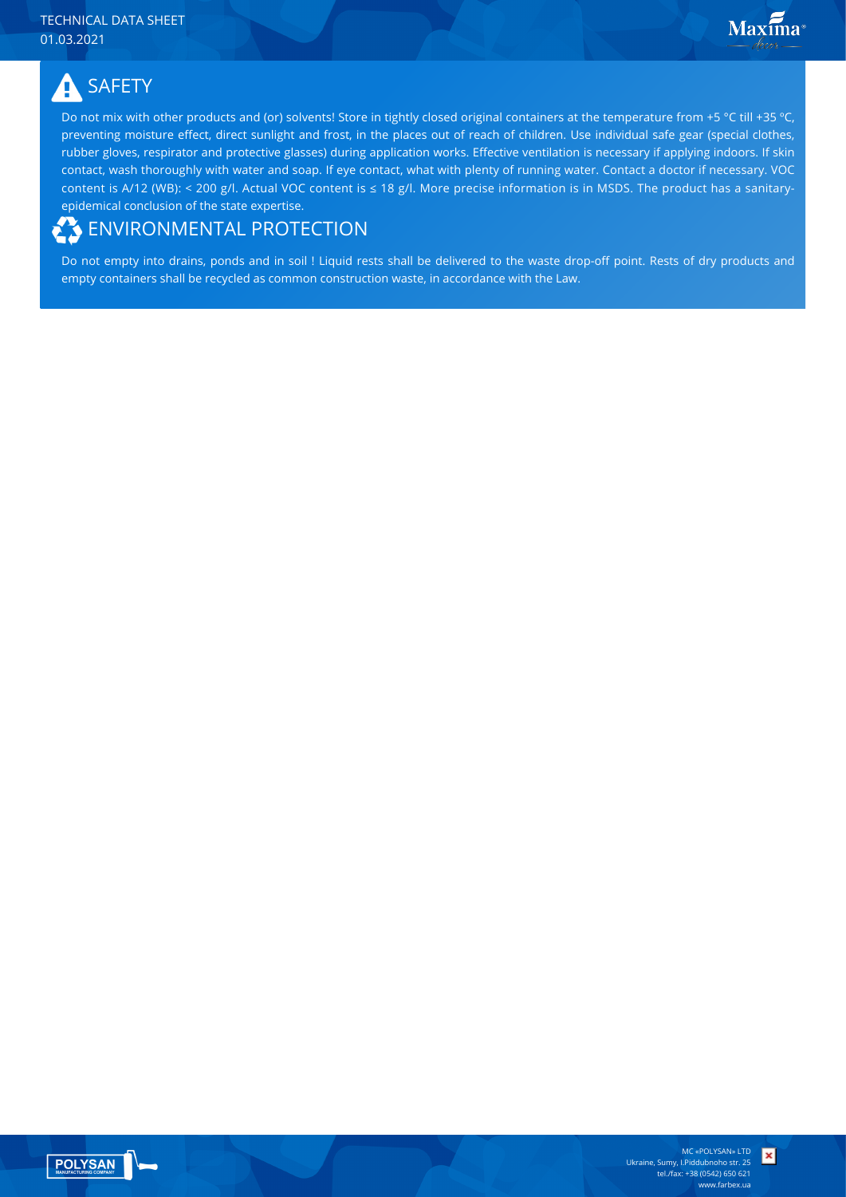## SAFETY

Do not mix with other products and (or) solvents! Store in tightly closed original containers at the temperature from +5 °C till +35 °C, preventing moisture effect, direct sunlight and frost, in the places out of reach of children. Use individual safe gear (special clothes, rubber gloves, respirator and protective glasses) during application works. Effective ventilation is necessary if applying indoors. If skin contact, wash thoroughly with water and soap. If eye contact, what with plenty of running water. Contact a doctor if necessary. VOC content is A/12 (WB): < 200 g/l. Actual VOC content is ≤ 18 g/l. More precise information is in MSDS. The product has a sanitary-epidemical conclusion of the state expertise.

## ENVIRONMENTAL PROTECTION

Do not empty into drains, ponds and in soil ! Liquid rests shall be delivered to the waste drop-off point. Rests of dry products and empty containers shall be recycled as common construction waste, in accordance with the Law.